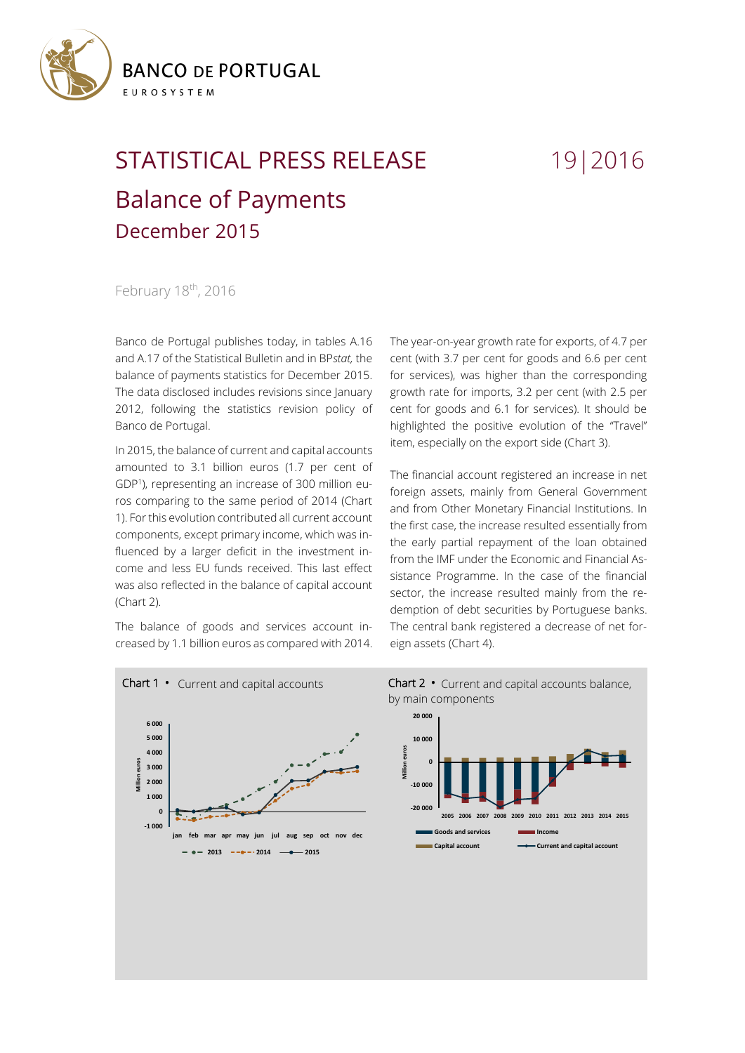BANCO DE PORTUGAL

EUROSYSTEM

# STATISTICAL PRESS RELEASE 19|2016

## Balance of Payments

### December 2015

February 18th, 2016

Banco de Portugal publishes today, in tables A.16 and A.17 of the Statistical Bulletin and in BP*stat,* the balance of payments statistics for December 2015. The data disclosed includes revisions since January 2012, following the statistics revision policy of Banco de Portugal.

In 2015, the balance of current and capital accounts amounted to 3.1 billion euros (1.7 per cent of GDP[1]), representing an increase of 300 million euros comparing to the same period of 2014 (Chart 1). For this evolution contributed all current account components, except primary income, which was influenced by a larger deficit in the investment income and less EU funds received. This last effect was also reflected in the balance of capital account (Chart 2).

The balance of goods and services account increased by 1.1 billion euros as compared with 2014. The year-on-year growth rate for exports, of 4.7 per cent (with 3.7 per cent for goods and 6.6 per cent for services), was higher than the corresponding growth rate for imports, 3.2 per cent (with 2.5 per cent for goods and 6.1 for services). It should be highlighted the positive evolution of the "Travel" item, especially on the export side (Chart 3).

The financial account registered an increase in net foreign assets, mainly from General Government and from Other Monetary Financial Institutions. In the first case, the increase resulted essentially from the early partial repayment of the loan obtained from the IMF under the Economic and Financial Assistance Programme. In the case of the financial sector, the increase resulted mainly from the redemption of debt securities by Portuguese banks. The central bank registered a decrease of net foreign assets (Chart 4).

Chart 1 • Current and capital accounts

Chart 2 • Current and capital accounts balance, by main components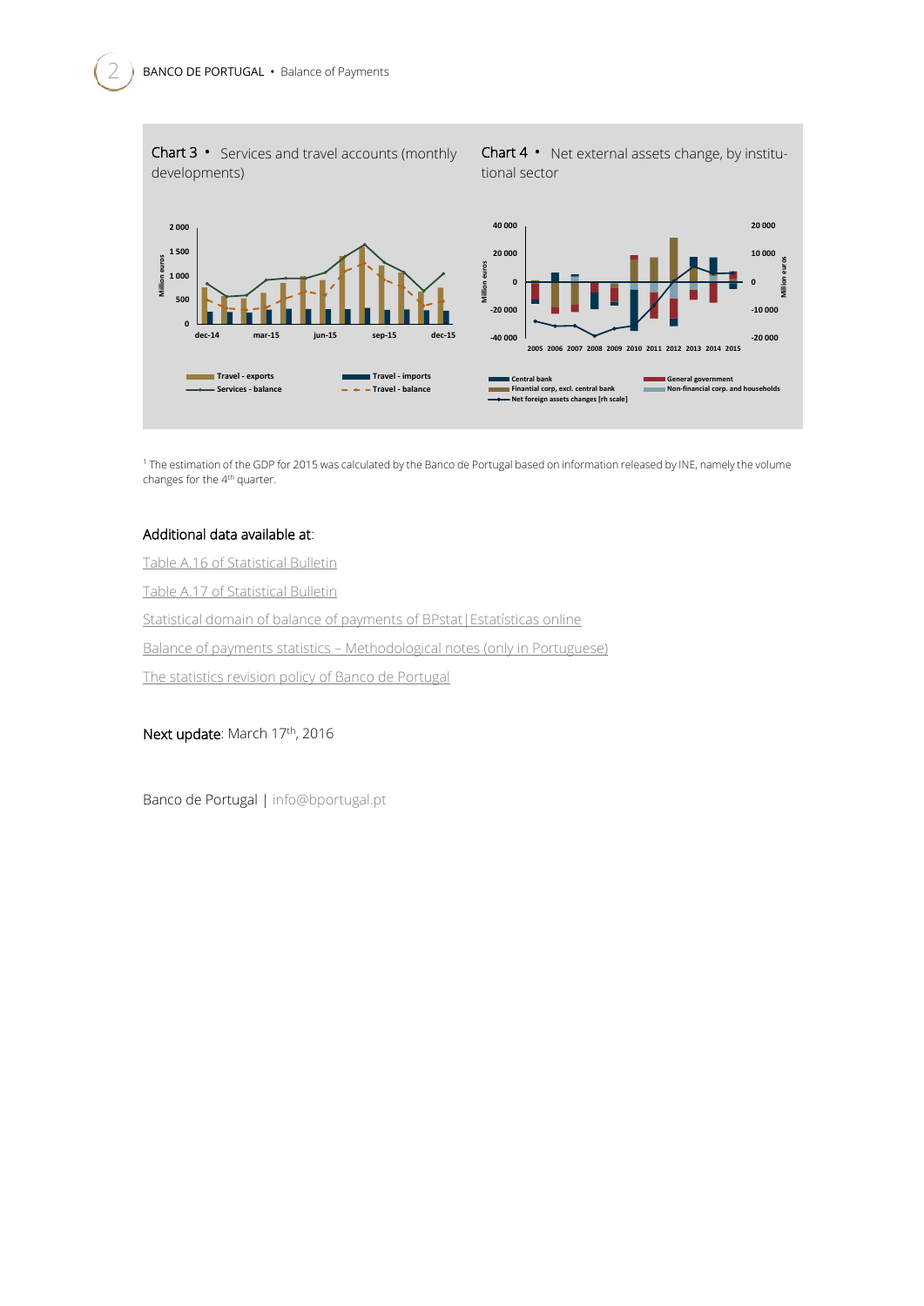Chart 3 • Services and travel accounts (monthly developments)

Million euros

2 000
1 500
1 000
500
0

dec-14
mar-15
jun-15
sep-15
dec-15

Travel - exports
Travel - imports
Services - balance
Travel - balance

Chart 4 • Net external assets change, by institutional sector

Million euros

40 000
20 000
0
-20 000
-40 000

Million euros

20 000
10 000
0
-10 000
-20 000

2005 2006 2007 2008 2009 2010 2011 2012 2013 2014 2015

Central bank
General government
Fiantial corp, excl. central bank
Non-financial corp. and households
Net foreign assets changes [rh scale]

[1] The estimation of the GDP for 2015 was calculated by the Banco de Portugal based on information released by INE, namely the volume changes for the 4th quarter.

Additional data available at:

Table A.16 of Statistical Bulletin

Table A.17 of Statistical Bulletin

Statistical domain of balance of payments of BPstat|Estatísticas online

Balance of payments statistics – Methodological notes (only in Portuguese)

The statistics revision policy of Banco de Portugal

Next update: March 17th, 2016

Banco de Portugal | info@bportugal.pt